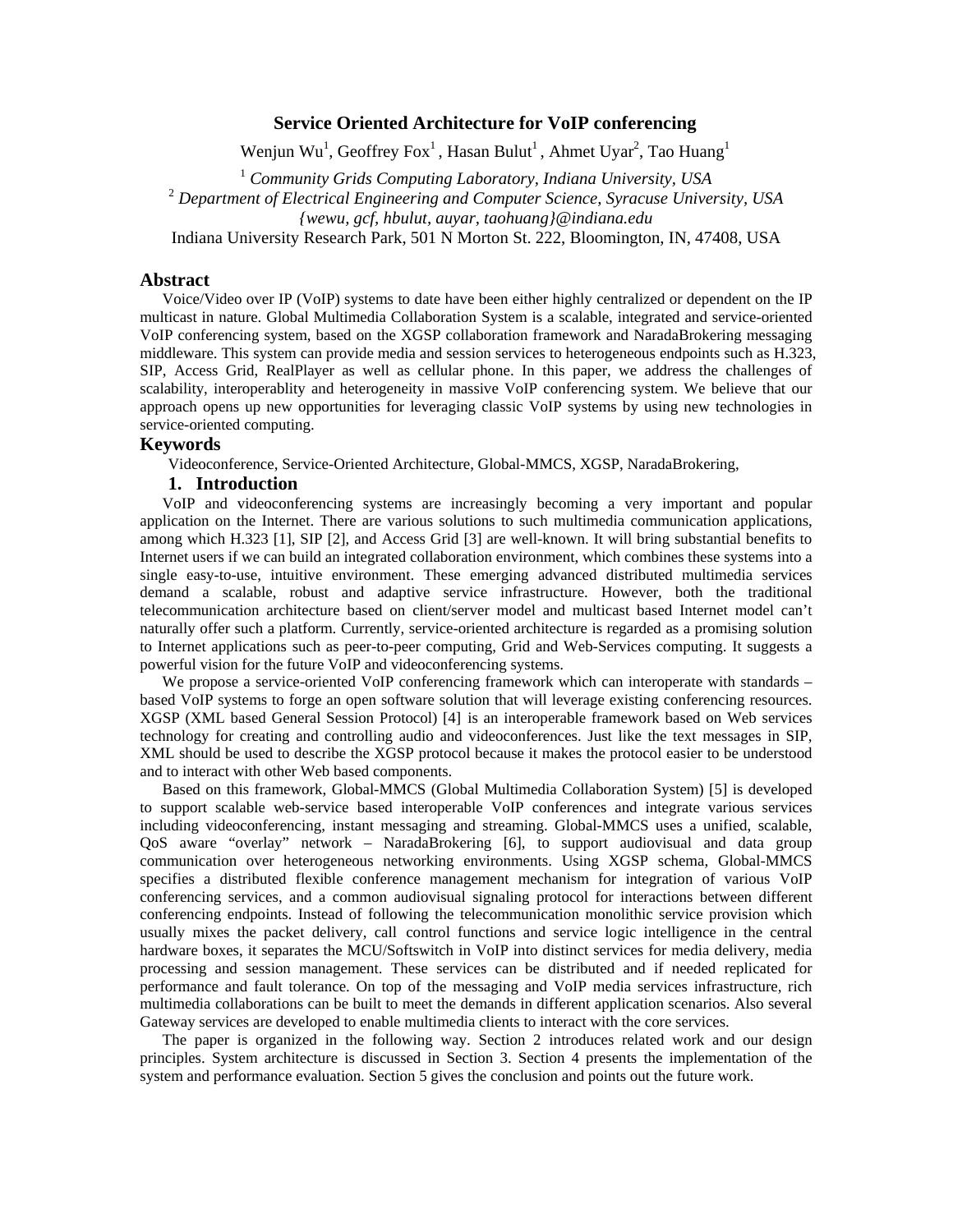# Service Oriented Architecture for VoIP conferencing

Wenjun Wu[1], Geoffrey Fox[1], Hasan Bulut[1], Ahmet Uyar[2], Tao Huang[1]

[1] *Community Grids Computing Laboratory, Indiana University, USA*
[2] *Department of Electrical Engineering and Computer Science, Syracuse University, USA*
*{wewu, gcf, hbulut, auyar, taohuang}@indiana.edu*
Indiana University Research Park, 501 N Morton St. 222, Bloomington, IN, 47408, USA

## Abstract

Voice/Video over IP (VoIP) systems to date have been either highly centralized or dependent on the IP multicast in nature. Global Multimedia Collaboration System is a scalable, integrated and service-oriented VoIP conferencing system, based on the XGSP collaboration framework and NaradaBrokering messaging middleware. This system can provide media and session services to heterogeneous endpoints such as H.323, SIP, Access Grid, RealPlayer as well as cellular phone. In this paper, we address the challenges of scalability, interoperablity and heterogeneity in massive VoIP conferencing system. We believe that our approach opens up new opportunities for leveraging classic VoIP systems by using new technologies in service-oriented computing.

## Keywords

Videoconference, Service-Oriented Architecture, Global-MMCS, XGSP, NaradaBrokering,

## 1. Introduction

VoIP and videoconferencing systems are increasingly becoming a very important and popular application on the Internet. There are various solutions to such multimedia communication applications, among which H.323 [1], SIP [2], and Access Grid [3] are well-known. It will bring substantial benefits to Internet users if we can build an integrated collaboration environment, which combines these systems into a single easy-to-use, intuitive environment. These emerging advanced distributed multimedia services demand a scalable, robust and adaptive service infrastructure. However, both the traditional telecommunication architecture based on client/server model and multicast based Internet model can't naturally offer such a platform. Currently, service-oriented architecture is regarded as a promising solution to Internet applications such as peer-to-peer computing, Grid and Web-Services computing. It suggests a powerful vision for the future VoIP and videoconferencing systems.

We propose a service-oriented VoIP conferencing framework which can interoperate with standards –based VoIP systems to forge an open software solution that will leverage existing conferencing resources. XGSP (XML based General Session Protocol) [4] is an interoperable framework based on Web services technology for creating and controlling audio and videoconferences. Just like the text messages in SIP, XML should be used to describe the XGSP protocol because it makes the protocol easier to be understood and to interact with other Web based components.

Based on this framework, Global-MMCS (Global Multimedia Collaboration System) [5] is developed to support scalable web-service based interoperable VoIP conferences and integrate various services including videoconferencing, instant messaging and streaming. Global-MMCS uses a unified, scalable, QoS aware "overlay" network – NaradaBrokering [6], to support audiovisual and data group communication over heterogeneous networking environments. Using XGSP schema, Global-MMCS specifies a distributed flexible conference management mechanism for integration of various VoIP conferencing services, and a common audiovisual signaling protocol for interactions between different conferencing endpoints. Instead of following the telecommunication monolithic service provision which usually mixes the packet delivery, call control functions and service logic intelligence in the central hardware boxes, it separates the MCU/Softswitch in VoIP into distinct services for media delivery, media processing and session management. These services can be distributed and if needed replicated for performance and fault tolerance. On top of the messaging and VoIP media services infrastructure, rich multimedia collaborations can be built to meet the demands in different application scenarios. Also several Gateway services are developed to enable multimedia clients to interact with the core services.

The paper is organized in the following way. Section 2 introduces related work and our design principles. System architecture is discussed in Section 3. Section 4 presents the implementation of the system and performance evaluation. Section 5 gives the conclusion and points out the future work.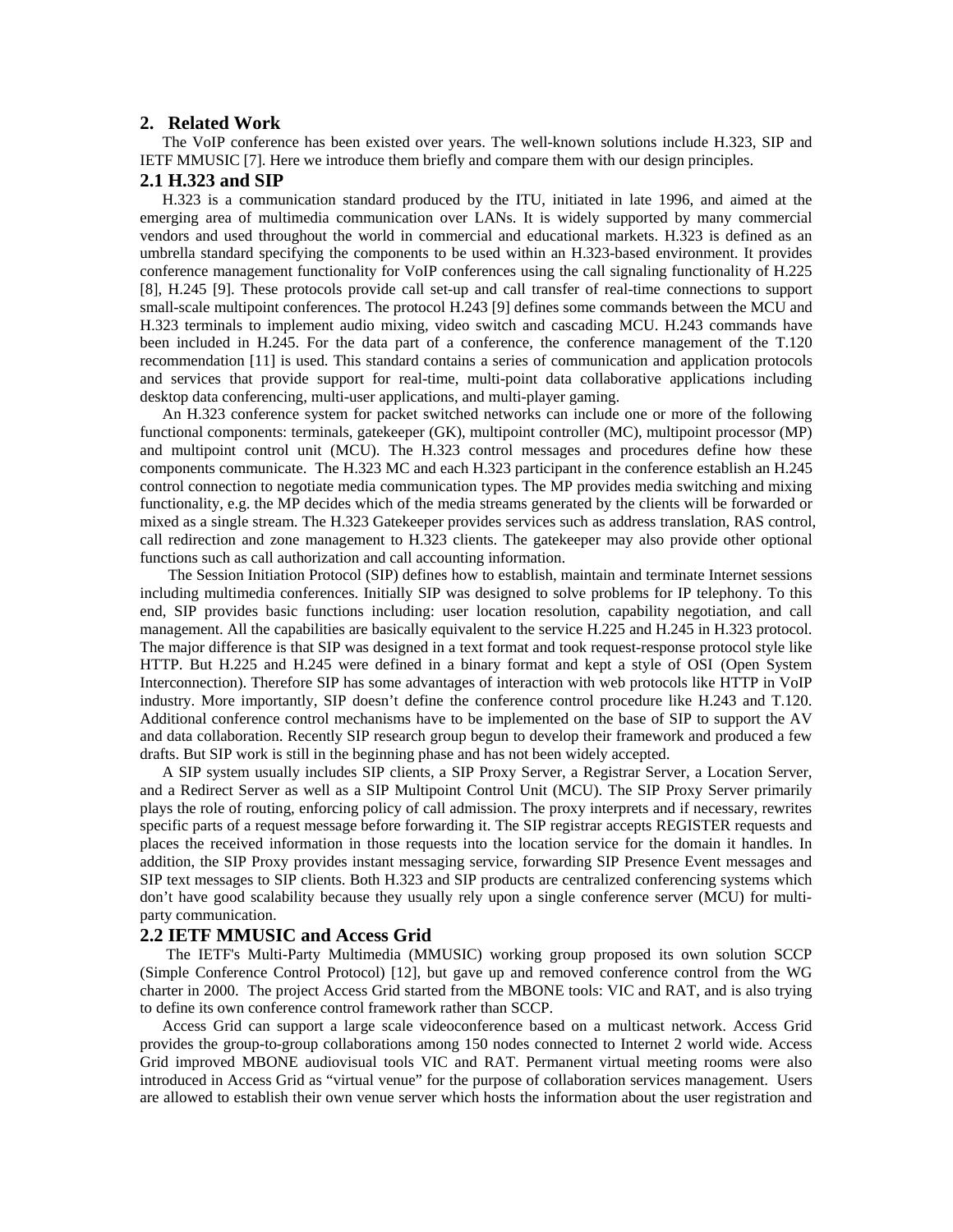## 2. Related Work

The VoIP conference has been existed over years. The well-known solutions include H.323, SIP and IETF MMUSIC [7]. Here we introduce them briefly and compare them with our design principles.

### 2.1 H.323 and SIP

H.323 is a communication standard produced by the ITU, initiated in late 1996, and aimed at the emerging area of multimedia communication over LANs. It is widely supported by many commercial vendors and used throughout the world in commercial and educational markets. H.323 is defined as an umbrella standard specifying the components to be used within an H.323-based environment. It provides conference management functionality for VoIP conferences using the call signaling functionality of H.225 [8], H.245 [9]. These protocols provide call set-up and call transfer of real-time connections to support small-scale multipoint conferences. The protocol H.243 [9] defines some commands between the MCU and H.323 terminals to implement audio mixing, video switch and cascading MCU. H.243 commands have been included in H.245. For the data part of a conference, the conference management of the T.120 recommendation [11] is used. This standard contains a series of communication and application protocols and services that provide support for real-time, multi-point data collaborative applications including desktop data conferencing, multi-user applications, and multi-player gaming.

An H.323 conference system for packet switched networks can include one or more of the following functional components: terminals, gatekeeper (GK), multipoint controller (MC), multipoint processor (MP) and multipoint control unit (MCU). The H.323 control messages and procedures define how these components communicate. The H.323 MC and each H.323 participant in the conference establish an H.245 control connection to negotiate media communication types. The MP provides media switching and mixing functionality, e.g. the MP decides which of the media streams generated by the clients will be forwarded or mixed as a single stream. The H.323 Gatekeeper provides services such as address translation, RAS control, call redirection and zone management to H.323 clients. The gatekeeper may also provide other optional functions such as call authorization and call accounting information.

The Session Initiation Protocol (SIP) defines how to establish, maintain and terminate Internet sessions including multimedia conferences. Initially SIP was designed to solve problems for IP telephony. To this end, SIP provides basic functions including: user location resolution, capability negotiation, and call management. All the capabilities are basically equivalent to the service H.225 and H.245 in H.323 protocol. The major difference is that SIP was designed in a text format and took request-response protocol style like HTTP. But H.225 and H.245 were defined in a binary format and kept a style of OSI (Open System Interconnection). Therefore SIP has some advantages of interaction with web protocols like HTTP in VoIP industry. More importantly, SIP doesn't define the conference control procedure like H.243 and T.120. Additional conference control mechanisms have to be implemented on the base of SIP to support the AV and data collaboration. Recently SIP research group begun to develop their framework and produced a few drafts. But SIP work is still in the beginning phase and has not been widely accepted.

A SIP system usually includes SIP clients, a SIP Proxy Server, a Registrar Server, a Location Server, and a Redirect Server as well as a SIP Multipoint Control Unit (MCU). The SIP Proxy Server primarily plays the role of routing, enforcing policy of call admission. The proxy interprets and if necessary, rewrites specific parts of a request message before forwarding it. The SIP registrar accepts REGISTER requests and places the received information in those requests into the location service for the domain it handles. In addition, the SIP Proxy provides instant messaging service, forwarding SIP Presence Event messages and SIP text messages to SIP clients. Both H.323 and SIP products are centralized conferencing systems which don't have good scalability because they usually rely upon a single conference server (MCU) for multi-party communication.

### 2.2 IETF MMUSIC and Access Grid

The IETF's Multi-Party Multimedia (MMUSIC) working group proposed its own solution SCCP (Simple Conference Control Protocol) [12], but gave up and removed conference control from the WG charter in 2000. The project Access Grid started from the MBONE tools: VIC and RAT, and is also trying to define its own conference control framework rather than SCCP.

Access Grid can support a large scale videoconference based on a multicast network. Access Grid provides the group-to-group collaborations among 150 nodes connected to Internet 2 world wide. Access Grid improved MBONE audiovisual tools VIC and RAT. Permanent virtual meeting rooms were also introduced in Access Grid as "virtual venue" for the purpose of collaboration services management. Users are allowed to establish their own venue server which hosts the information about the user registration and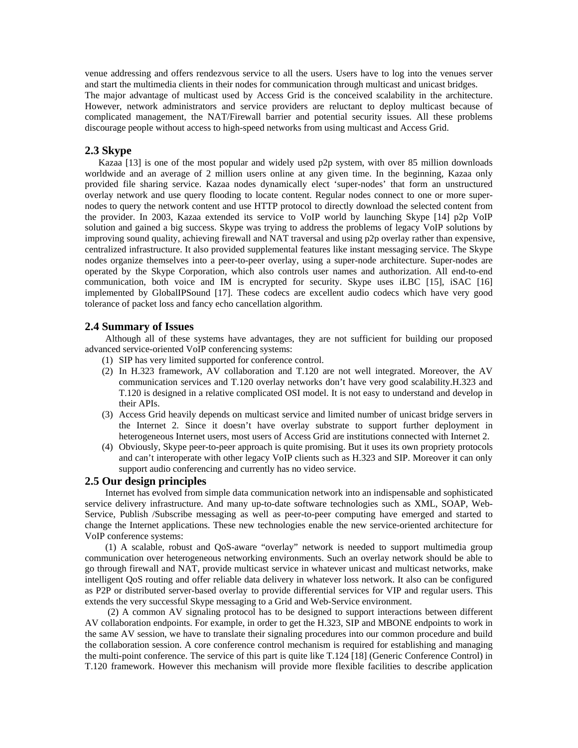venue addressing and offers rendezvous service to all the users. Users have to log into the venues server and start the multimedia clients in their nodes for communication through multicast and unicast bridges.
The major advantage of multicast used by Access Grid is the conceived scalability in the architecture. However, network administrators and service providers are reluctant to deploy multicast because of complicated management, the NAT/Firewall barrier and potential security issues. All these problems discourage people without access to high-speed networks from using multicast and Access Grid.

## 2.3 Skype

Kazaa [13] is one of the most popular and widely used p2p system, with over 85 million downloads worldwide and an average of 2 million users online at any given time. In the beginning, Kazaa only provided file sharing service. Kazaa nodes dynamically elect 'super-nodes' that form an unstructured overlay network and use query flooding to locate content. Regular nodes connect to one or more super-nodes to query the network content and use HTTP protocol to directly download the selected content from the provider. In 2003, Kazaa extended its service to VoIP world by launching Skype [14] p2p VoIP solution and gained a big success. Skype was trying to address the problems of legacy VoIP solutions by improving sound quality, achieving firewall and NAT traversal and using p2p overlay rather than expensive, centralized infrastructure. It also provided supplemental features like instant messaging service. The Skype nodes organize themselves into a peer-to-peer overlay, using a super-node architecture. Super-nodes are operated by the Skype Corporation, which also controls user names and authorization. All end-to-end communication, both voice and IM is encrypted for security. Skype uses iLBC [15], iSAC [16] implemented by GlobalIPSound [17]. These codecs are excellent audio codecs which have very good tolerance of packet loss and fancy echo cancellation algorithm.

## 2.4 Summary of Issues

Although all of these systems have advantages, they are not sufficient for building our proposed advanced service-oriented VoIP conferencing systems:

(1) SIP has very limited supported for conference control.
(2) In H.323 framework, AV collaboration and T.120 are not well integrated. Moreover, the AV communication services and T.120 overlay networks don't have very good scalability.H.323 and T.120 is designed in a relative complicated OSI model. It is not easy to understand and develop in their APIs.
(3) Access Grid heavily depends on multicast service and limited number of unicast bridge servers in the Internet 2. Since it doesn't have overlay substrate to support further deployment in heterogeneous Internet users, most users of Access Grid are institutions connected with Internet 2.
(4) Obviously, Skype peer-to-peer approach is quite promising. But it uses its own propriety protocols and can't interoperate with other legacy VoIP clients such as H.323 and SIP. Moreover it can only support audio conferencing and currently has no video service.

## 2.5 Our design principles

Internet has evolved from simple data communication network into an indispensable and sophisticated service delivery infrastructure. And many up-to-date software technologies such as XML, SOAP, Web-Service, Publish /Subscribe messaging as well as peer-to-peer computing have emerged and started to change the Internet applications. These new technologies enable the new service-oriented architecture for VoIP conference systems:

(1) A scalable, robust and QoS-aware "overlay" network is needed to support multimedia group communication over heterogeneous networking environments. Such an overlay network should be able to go through firewall and NAT, provide multicast service in whatever unicast and multicast networks, make intelligent QoS routing and offer reliable data delivery in whatever loss network. It also can be configured as P2P or distributed server-based overlay to provide differential services for VIP and regular users. This extends the very successful Skype messaging to a Grid and Web-Service environment.

(2) A common AV signaling protocol has to be designed to support interactions between different AV collaboration endpoints. For example, in order to get the H.323, SIP and MBONE endpoints to work in the same AV session, we have to translate their signaling procedures into our common procedure and build the collaboration session. A core conference control mechanism is required for establishing and managing the multi-point conference. The service of this part is quite like T.124 [18] (Generic Conference Control) in T.120 framework. However this mechanism will provide more flexible facilities to describe application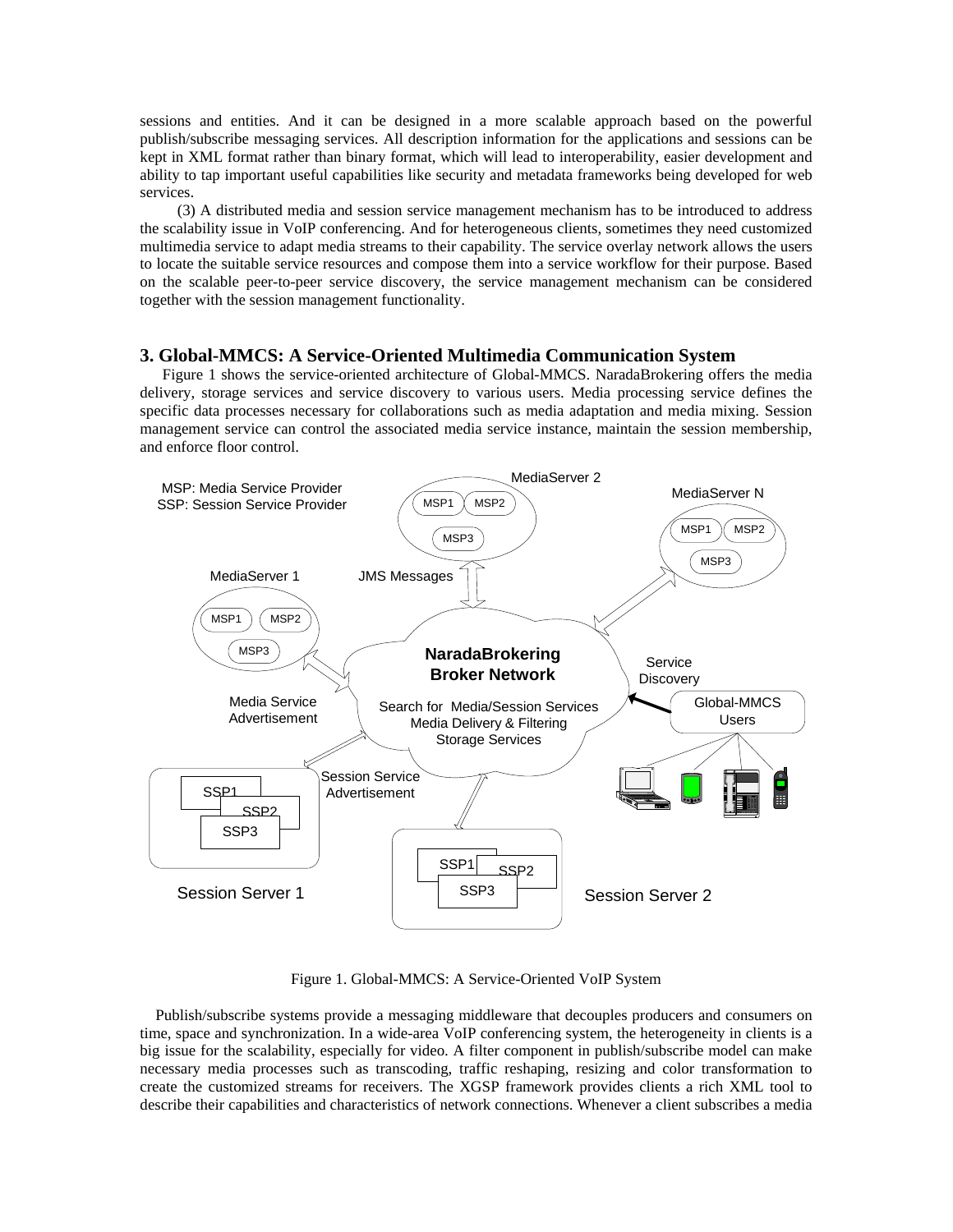sessions and entities. And it can be designed in a more scalable approach based on the powerful publish/subscribe messaging services. All description information for the applications and sessions can be kept in XML format rather than binary format, which will lead to interoperability, easier development and ability to tap important useful capabilities like security and metadata frameworks being developed for web services.

(3) A distributed media and session service management mechanism has to be introduced to address the scalability issue in VoIP conferencing. And for heterogeneous clients, sometimes they need customized multimedia service to adapt media streams to their capability. The service overlay network allows the users to locate the suitable service resources and compose them into a service workflow for their purpose. Based on the scalable peer-to-peer service discovery, the service management mechanism can be considered together with the session management functionality.

## 3. Global-MMCS: A Service-Oriented Multimedia Communication System

Figure 1 shows the service-oriented architecture of Global-MMCS. NaradaBrokering offers the media delivery, storage services and service discovery to various users. Media processing service defines the specific data processes necessary for collaborations such as media adaptation and media mixing. Session management service can control the associated media service instance, maintain the session membership, and enforce floor control.

Figure 1. Global-MMCS: A Service-Oriented VoIP System

Publish/subscribe systems provide a messaging middleware that decouples producers and consumers on time, space and synchronization. In a wide-area VoIP conferencing system, the heterogeneity in clients is a big issue for the scalability, especially for video. A filter component in publish/subscribe model can make necessary media processes such as transcoding, traffic reshaping, resizing and color transformation to create the customized streams for receivers. The XGSP framework provides clients a rich XML tool to describe their capabilities and characteristics of network connections. Whenever a client subscribes a media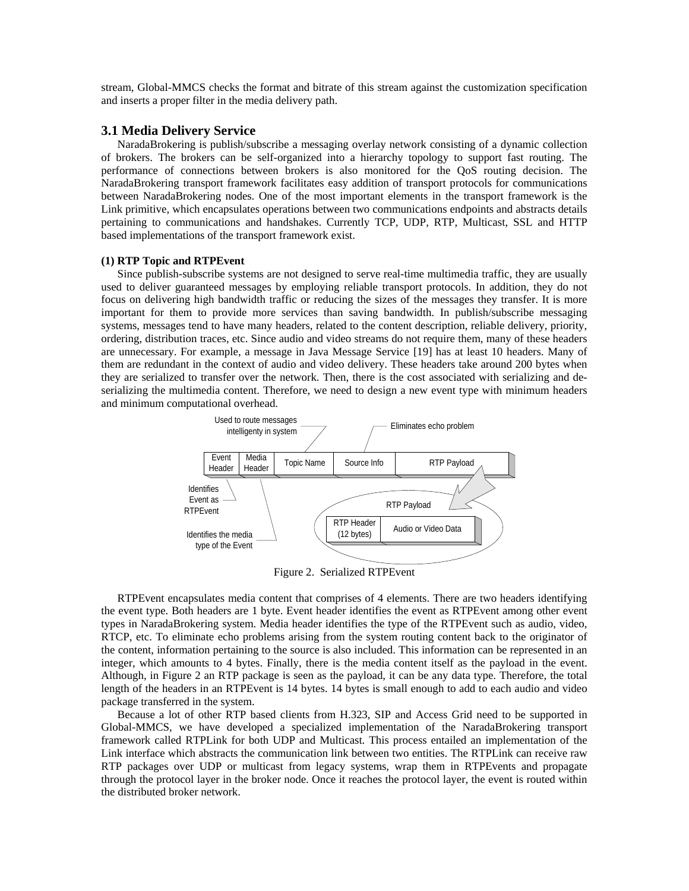stream, Global-MMCS checks the format and bitrate of this stream against the customization specification and inserts a proper filter in the media delivery path.

## 3.1 Media Delivery Service

NaradaBrokering is publish/subscribe a messaging overlay network consisting of a dynamic collection of brokers. The brokers can be self-organized into a hierarchy topology to support fast routing. The performance of connections between brokers is also monitored for the QoS routing decision. The NaradaBrokering transport framework facilitates easy addition of transport protocols for communications between NaradaBrokering nodes. One of the most important elements in the transport framework is the Link primitive, which encapsulates operations between two communications endpoints and abstracts details pertaining to communications and handshakes. Currently TCP, UDP, RTP, Multicast, SSL and HTTP based implementations of the transport framework exist.

**(1) RTP Topic and RTPEvent**

Since publish-subscribe systems are not designed to serve real-time multimedia traffic, they are usually used to deliver guaranteed messages by employing reliable transport protocols. In addition, they do not focus on delivering high bandwidth traffic or reducing the sizes of the messages they transfer. It is more important for them to provide more services than saving bandwidth. In publish/subscribe messaging systems, messages tend to have many headers, related to the content description, reliable delivery, priority, ordering, distribution traces, etc. Since audio and video streams do not require them, many of these headers are unnecessary. For example, a message in Java Message Service [19] has at least 10 headers. Many of them are redundant in the context of audio and video delivery. These headers take around 200 bytes when they are serialized to transfer over the network. Then, there is the cost associated with serializing and de-serializing the multimedia content. Therefore, we need to design a new event type with minimum headers and minimum computational overhead.

Figure 2. Serialized RTPEvent

RTPEvent encapsulates media content that comprises of 4 elements. There are two headers identifying the event type. Both headers are 1 byte. Event header identifies the event as RTPEvent among other event types in NaradaBrokering system. Media header identifies the type of the RTPEvent such as audio, video, RTCP, etc. To eliminate echo problems arising from the system routing content back to the originator of the content, information pertaining to the source is also included. This information can be represented in an integer, which amounts to 4 bytes. Finally, there is the media content itself as the payload in the event. Although, in Figure 2 an RTP package is seen as the payload, it can be any data type. Therefore, the total length of the headers in an RTPEvent is 14 bytes. 14 bytes is small enough to add to each audio and video package transferred in the system.

Because a lot of other RTP based clients from H.323, SIP and Access Grid need to be supported in Global-MMCS, we have developed a specialized implementation of the NaradaBrokering transport framework called RTPLink for both UDP and Multicast. This process entailed an implementation of the Link interface which abstracts the communication link between two entities. The RTPLink can receive raw RTP packages over UDP or multicast from legacy systems, wrap them in RTPEvents and propagate through the protocol layer in the broker node. Once it reaches the protocol layer, the event is routed within the distributed broker network.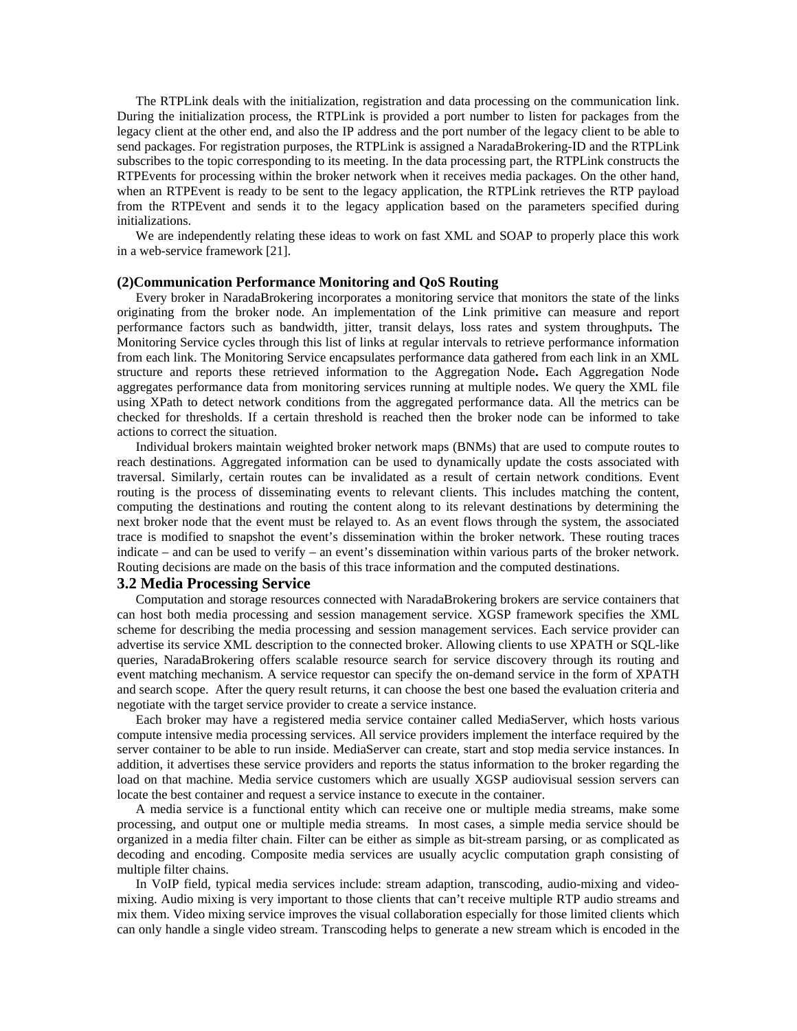The RTPLink deals with the initialization, registration and data processing on the communication link. During the initialization process, the RTPLink is provided a port number to listen for packages from the legacy client at the other end, and also the IP address and the port number of the legacy client to be able to send packages. For registration purposes, the RTPLink is assigned a NaradaBrokering-ID and the RTPLink subscribes to the topic corresponding to its meeting. In the data processing part, the RTPLink constructs the RTPEvents for processing within the broker network when it receives media packages. On the other hand, when an RTPEvent is ready to be sent to the legacy application, the RTPLink retrieves the RTP payload from the RTPEvent and sends it to the legacy application based on the parameters specified during initializations.

We are independently relating these ideas to work on fast XML and SOAP to properly place this work in a web-service framework [21].

### (2)Communication Performance Monitoring and QoS Routing

Every broker in NaradaBrokering incorporates a monitoring service that monitors the state of the links originating from the broker node. An implementation of the Link primitive can measure and report performance factors such as bandwidth, jitter, transit delays, loss rates and system throughputs**.** The Monitoring Service cycles through this list of links at regular intervals to retrieve performance information from each link. The Monitoring Service encapsulates performance data gathered from each link in an XML structure and reports these retrieved information to the Aggregation Node**.** Each Aggregation Node aggregates performance data from monitoring services running at multiple nodes. We query the XML file using XPath to detect network conditions from the aggregated performance data. All the metrics can be checked for thresholds. If a certain threshold is reached then the broker node can be informed to take actions to correct the situation.

Individual brokers maintain weighted broker network maps (BNMs) that are used to compute routes to reach destinations. Aggregated information can be used to dynamically update the costs associated with traversal. Similarly, certain routes can be invalidated as a result of certain network conditions. Event routing is the process of disseminating events to relevant clients. This includes matching the content, computing the destinations and routing the content along to its relevant destinations by determining the next broker node that the event must be relayed to. As an event flows through the system, the associated trace is modified to snapshot the event's dissemination within the broker network. These routing traces indicate – and can be used to verify – an event's dissemination within various parts of the broker network. Routing decisions are made on the basis of this trace information and the computed destinations.

## 3.2 Media Processing Service

Computation and storage resources connected with NaradaBrokering brokers are service containers that can host both media processing and session management service. XGSP framework specifies the XML scheme for describing the media processing and session management services. Each service provider can advertise its service XML description to the connected broker. Allowing clients to use XPATH or SQL-like queries, NaradaBrokering offers scalable resource search for service discovery through its routing and event matching mechanism. A service requestor can specify the on-demand service in the form of XPATH and search scope. After the query result returns, it can choose the best one based the evaluation criteria and negotiate with the target service provider to create a service instance.

Each broker may have a registered media service container called MediaServer, which hosts various compute intensive media processing services. All service providers implement the interface required by the server container to be able to run inside. MediaServer can create, start and stop media service instances. In addition, it advertises these service providers and reports the status information to the broker regarding the load on that machine. Media service customers which are usually XGSP audiovisual session servers can locate the best container and request a service instance to execute in the container.

A media service is a functional entity which can receive one or multiple media streams, make some processing, and output one or multiple media streams. In most cases, a simple media service should be organized in a media filter chain. Filter can be either as simple as bit-stream parsing, or as complicated as decoding and encoding. Composite media services are usually acyclic computation graph consisting of multiple filter chains.

In VoIP field, typical media services include: stream adaption, transcoding, audio-mixing and video-mixing. Audio mixing is very important to those clients that can't receive multiple RTP audio streams and mix them. Video mixing service improves the visual collaboration especially for those limited clients which can only handle a single video stream. Transcoding helps to generate a new stream which is encoded in the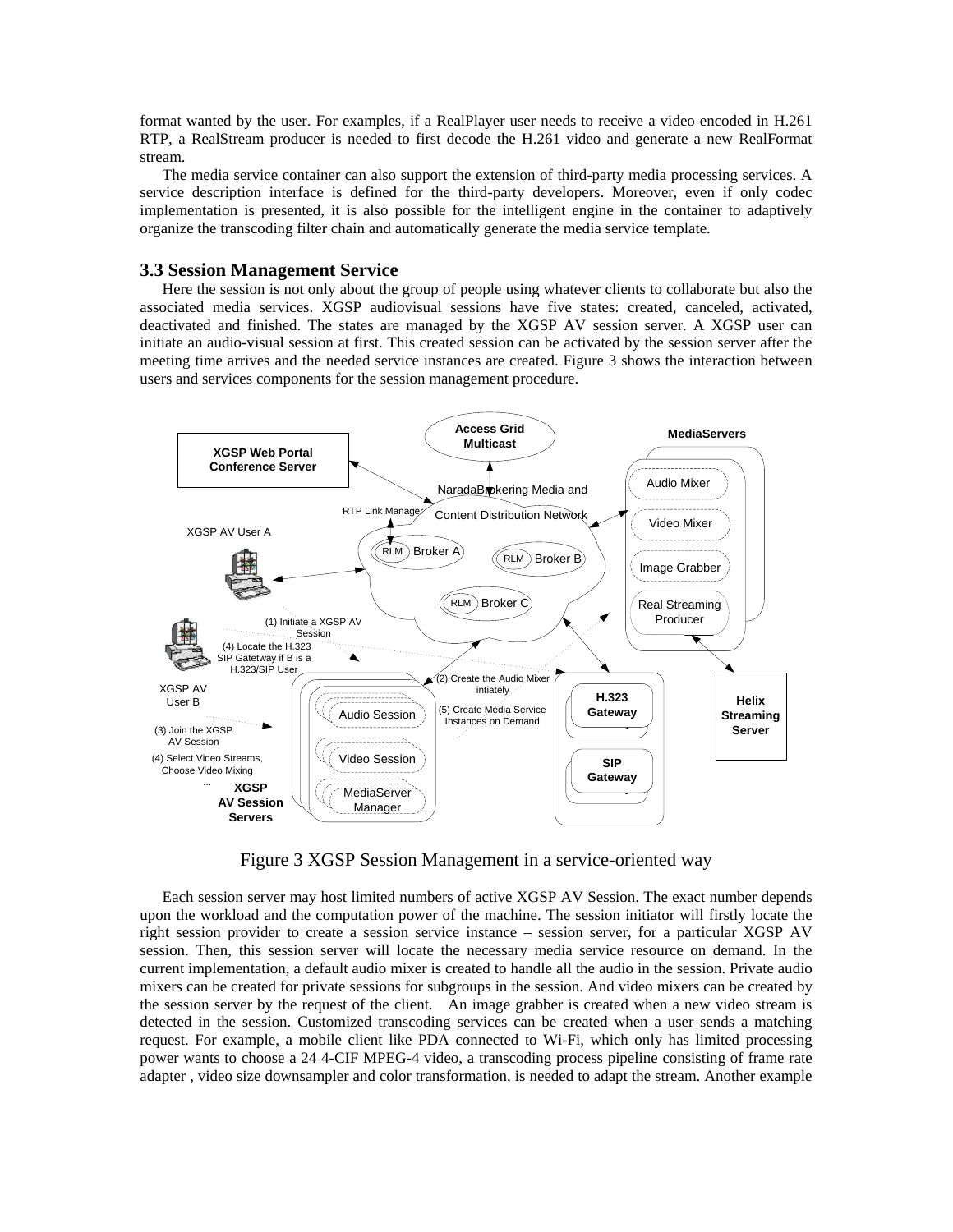format wanted by the user. For examples, if a RealPlayer user needs to receive a video encoded in H.261 RTP, a RealStream producer is needed to first decode the H.261 video and generate a new RealFormat stream.

The media service container can also support the extension of third-party media processing services. A service description interface is defined for the third-party developers. Moreover, even if only codec implementation is presented, it is also possible for the intelligent engine in the container to adaptively organize the transcoding filter chain and automatically generate the media service template.

### 3.3 Session Management Service

Here the session is not only about the group of people using whatever clients to collaborate but also the associated media services. XGSP audiovisual sessions have five states: created, canceled, activated, deactivated and finished. The states are managed by the XGSP AV session server. A XGSP user can initiate an audio-visual session at first. This created session can be activated by the session server after the meeting time arrives and the needed service instances are created. Figure 3 shows the interaction between users and services components for the session management procedure.

Figure 3 XGSP Session Management in a service-oriented way

Each session server may host limited numbers of active XGSP AV Session. The exact number depends upon the workload and the computation power of the machine. The session initiator will firstly locate the right session provider to create a session service instance – session server, for a particular XGSP AV session. Then, this session server will locate the necessary media service resource on demand. In the current implementation, a default audio mixer is created to handle all the audio in the session. Private audio mixers can be created for private sessions for subgroups in the session. And video mixers can be created by the session server by the request of the client. An image grabber is created when a new video stream is detected in the session. Customized transcoding services can be created when a user sends a matching request. For example, a mobile client like PDA connected to Wi-Fi, which only has limited processing power wants to choose a 24 4-CIF MPEG-4 video, a transcoding process pipeline consisting of frame rate adapter , video size downsampler and color transformation, is needed to adapt the stream. Another example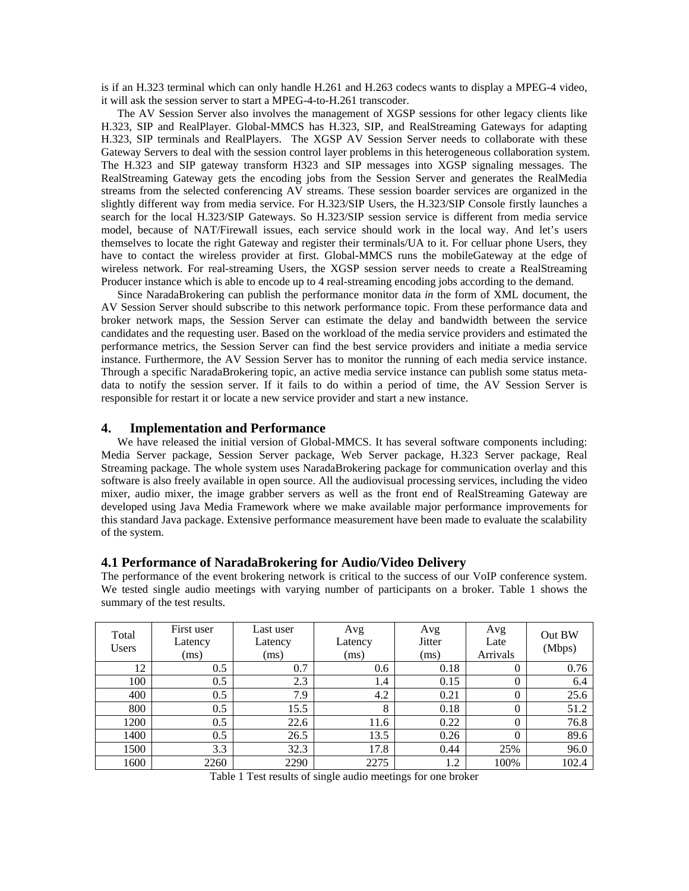is if an H.323 terminal which can only handle H.261 and H.263 codecs wants to display a MPEG-4 video, it will ask the session server to start a MPEG-4-to-H.261 transcoder.

The AV Session Server also involves the management of XGSP sessions for other legacy clients like H.323, SIP and RealPlayer. Global-MMCS has H.323, SIP, and RealStreaming Gateways for adapting H.323, SIP terminals and RealPlayers. The XGSP AV Session Server needs to collaborate with these Gateway Servers to deal with the session control layer problems in this heterogeneous collaboration system. The H.323 and SIP gateway transform H323 and SIP messages into XGSP signaling messages. The RealStreaming Gateway gets the encoding jobs from the Session Server and generates the RealMedia streams from the selected conferencing AV streams. These session boarder services are organized in the slightly different way from media service. For H.323/SIP Users, the H.323/SIP Console firstly launches a search for the local H.323/SIP Gateways. So H.323/SIP session service is different from media service model, because of NAT/Firewall issues, each service should work in the local way. And let's users themselves to locate the right Gateway and register their terminals/UA to it. For celluar phone Users, they have to contact the wireless provider at first. Global-MMCS runs the mobileGateway at the edge of wireless network. For real-streaming Users, the XGSP session server needs to create a RealStreaming Producer instance which is able to encode up to 4 real-streaming encoding jobs according to the demand.

Since NaradaBrokering can publish the performance monitor data *in* the form of XML document, the AV Session Server should subscribe to this network performance topic. From these performance data and broker network maps, the Session Server can estimate the delay and bandwidth between the service candidates and the requesting user. Based on the workload of the media service providers and estimated the performance metrics, the Session Server can find the best service providers and initiate a media service instance. Furthermore, the AV Session Server has to monitor the running of each media service instance. Through a specific NaradaBrokering topic, an active media service instance can publish some status meta-data to notify the session server. If it fails to do within a period of time, the AV Session Server is responsible for restart it or locate a new service provider and start a new instance.

## 4. Implementation and Performance

We have released the initial version of Global-MMCS. It has several software components including: Media Server package, Session Server package, Web Server package, H.323 Server package, Real Streaming package. The whole system uses NaradaBrokering package for communication overlay and this software is also freely available in open source. All the audiovisual processing services, including the video mixer, audio mixer, the image grabber servers as well as the front end of RealStreaming Gateway are developed using Java Media Framework where we make available major performance improvements for this standard Java package. Extensive performance measurement have been made to evaluate the scalability of the system.

### 4.1 Performance of NaradaBrokering for Audio/Video Delivery

The performance of the event brokering network is critical to the success of our VoIP conference system. We tested single audio meetings with varying number of participants on a broker. Table 1 shows the summary of the test results.

| Total Users | First user Latency (ms) | Last user Latency (ms) | Avg Latency (ms) | Avg Jitter (ms) | Avg Late Arrivals | Out BW (Mbps) |
|---|---|---|---|---|---|---|
| 12 | 0.5 | 0.7 | 0.6 | 0.18 | 0 | 0.76 |
| 100 | 0.5 | 2.3 | 1.4 | 0.15 | 0 | 6.4 |
| 400 | 0.5 | 7.9 | 4.2 | 0.21 | 0 | 25.6 |
| 800 | 0.5 | 15.5 | 8 | 0.18 | 0 | 51.2 |
| 1200 | 0.5 | 22.6 | 11.6 | 0.22 | 0 | 76.8 |
| 1400 | 0.5 | 26.5 | 13.5 | 0.26 | 0 | 89.6 |
| 1500 | 3.3 | 32.3 | 17.8 | 0.44 | 25% | 96.0 |
| 1600 | 2260 | 2290 | 2275 | 1.2 | 100% | 102.4 |

Table 1 Test results of single audio meetings for one broker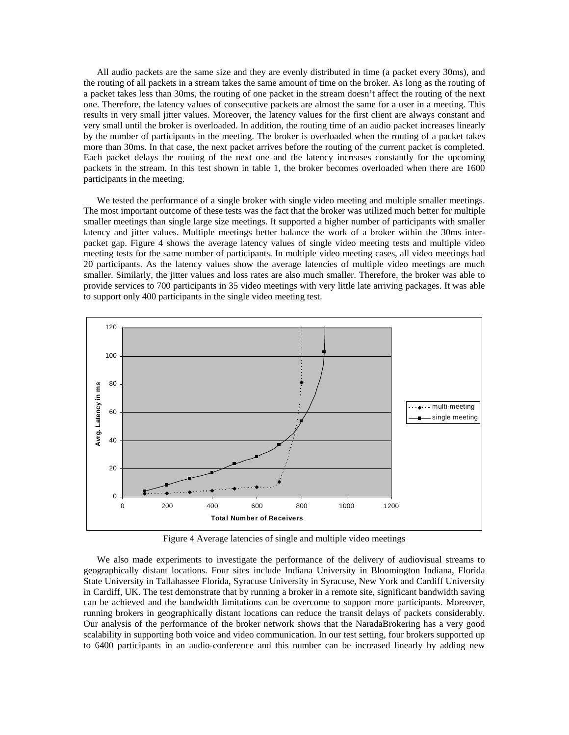All audio packets are the same size and they are evenly distributed in time (a packet every 30ms), and the routing of all packets in a stream takes the same amount of time on the broker. As long as the routing of a packet takes less than 30ms, the routing of one packet in the stream doesn't affect the routing of the next one. Therefore, the latency values of consecutive packets are almost the same for a user in a meeting. This results in very small jitter values. Moreover, the latency values for the first client are always constant and very small until the broker is overloaded. In addition, the routing time of an audio packet increases linearly by the number of participants in the meeting. The broker is overloaded when the routing of a packet takes more than 30ms. In that case, the next packet arrives before the routing of the current packet is completed. Each packet delays the routing of the next one and the latency increases constantly for the upcoming packets in the stream. In this test shown in table 1, the broker becomes overloaded when there are 1600 participants in the meeting.

We tested the performance of a single broker with single video meeting and multiple smaller meetings. The most important outcome of these tests was the fact that the broker was utilized much better for multiple smaller meetings than single large size meetings. It supported a higher number of participants with smaller latency and jitter values. Multiple meetings better balance the work of a broker within the 30ms inter-packet gap. Figure 4 shows the average latency values of single video meeting tests and multiple video meeting tests for the same number of participants. In multiple video meeting cases, all video meetings had 20 participants. As the latency values show the average latencies of multiple video meetings are much smaller. Similarly, the jitter values and loss rates are also much smaller. Therefore, the broker was able to provide services to 700 participants in 35 video meetings with very little late arriving packages. It was able to support only 400 participants in the single video meeting test.

Figure 4 Average latencies of single and multiple video meetings

We also made experiments to investigate the performance of the delivery of audiovisual streams to geographically distant locations. Four sites include Indiana University in Bloomington Indiana, Florida State University in Tallahassee Florida, Syracuse University in Syracuse, New York and Cardiff University in Cardiff, UK. The test demonstrate that by running a broker in a remote site, significant bandwidth saving can be achieved and the bandwidth limitations can be overcome to support more participants. Moreover, running brokers in geographically distant locations can reduce the transit delays of packets considerably. Our analysis of the performance of the broker network shows that the NaradaBrokering has a very good scalability in supporting both voice and video communication. In our test setting, four brokers supported up to 6400 participants in an audio-conference and this number can be increased linearly by adding new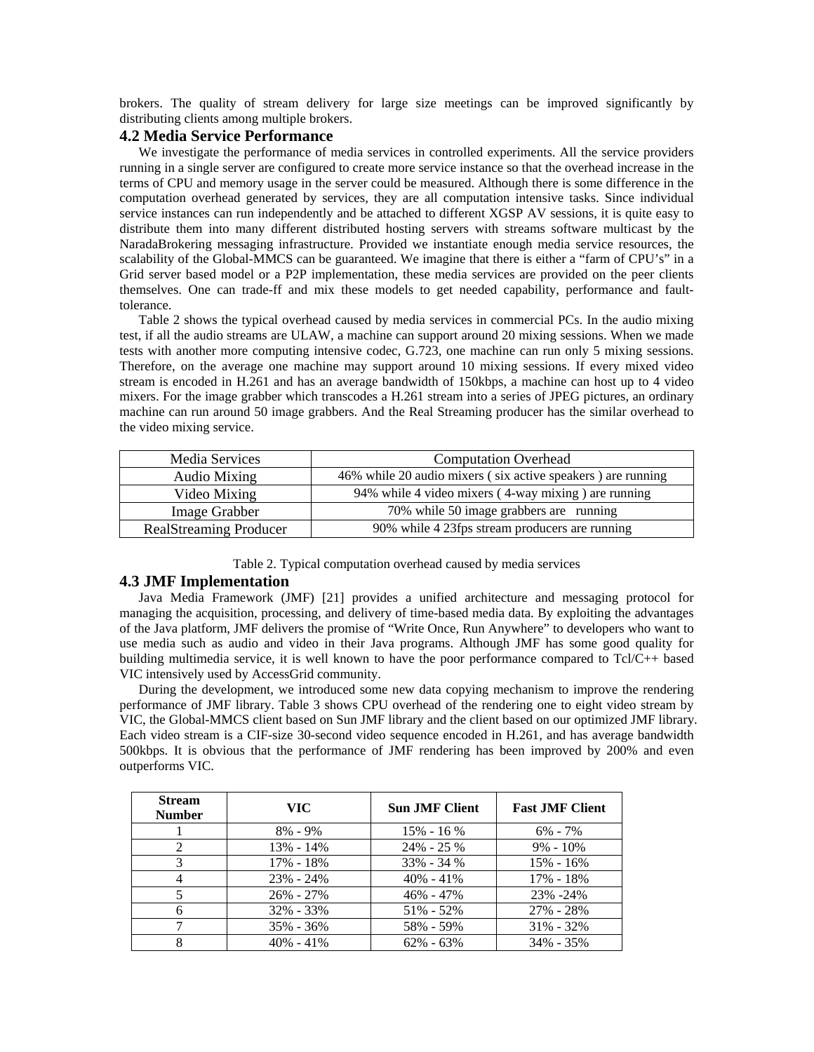brokers. The quality of stream delivery for large size meetings can be improved significantly by distributing clients among multiple brokers.

### 4.2 Media Service Performance

We investigate the performance of media services in controlled experiments. All the service providers running in a single server are configured to create more service instance so that the overhead increase in the terms of CPU and memory usage in the server could be measured. Although there is some difference in the computation overhead generated by services, they are all computation intensive tasks. Since individual service instances can run independently and be attached to different XGSP AV sessions, it is quite easy to distribute them into many different distributed hosting servers with streams software multicast by the NaradaBrokering messaging infrastructure. Provided we instantiate enough media service resources, the scalability of the Global-MMCS can be guaranteed. We imagine that there is either a "farm of CPU's" in a Grid server based model or a P2P implementation, these media services are provided on the peer clients themselves. One can trade-ff and mix these models to get needed capability, performance and fault-tolerance.

Table 2 shows the typical overhead caused by media services in commercial PCs. In the audio mixing test, if all the audio streams are ULAW, a machine can support around 20 mixing sessions. When we made tests with another more computing intensive codec, G.723, one machine can run only 5 mixing sessions. Therefore, on the average one machine may support around 10 mixing sessions. If every mixed video stream is encoded in H.261 and has an average bandwidth of 150kbps, a machine can host up to 4 video mixers. For the image grabber which transcodes a H.261 stream into a series of JPEG pictures, an ordinary machine can run around 50 image grabbers. And the Real Streaming producer has the similar overhead to the video mixing service.

| Media Services | Computation Overhead |
|---|---|
| Audio Mixing | 46% while 20 audio mixers ( six active speakers ) are running |
| Video Mixing | 94% while 4 video mixers ( 4-way mixing ) are running |
| Image Grabber | 70% while 50 image grabbers are running |
| RealStreaming Producer | 90% while 4 23fps stream producers are running |

Table 2. Typical computation overhead caused by media services

### 4.3 JMF Implementation

Java Media Framework (JMF) [21] provides a unified architecture and messaging protocol for managing the acquisition, processing, and delivery of time-based media data. By exploiting the advantages of the Java platform, JMF delivers the promise of "Write Once, Run Anywhere" to developers who want to use media such as audio and video in their Java programs. Although JMF has some good quality for building multimedia service, it is well known to have the poor performance compared to Tcl/C++ based VIC intensively used by AccessGrid community.

During the development, we introduced some new data copying mechanism to improve the rendering performance of JMF library. Table 3 shows CPU overhead of the rendering one to eight video stream by VIC, the Global-MMCS client based on Sun JMF library and the client based on our optimized JMF library. Each video stream is a CIF-size 30-second video sequence encoded in H.261, and has average bandwidth 500kbps. It is obvious that the performance of JMF rendering has been improved by 200% and even outperforms VIC.

| **Stream Number** | **VIC** | **Sun JMF Client** | **Fast JMF Client** |
|---|---|---|---|
| 1 | 8% - 9% | 15% - 16 % | 6% - 7% |
| 2 | 13% - 14% | 24% - 25 % | 9% - 10% |
| 3 | 17% - 18% | 33% - 34 % | 15% - 16% |
| 4 | 23% - 24% | 40% - 41% | 17% - 18% |
| 5 | 26% - 27% | 46% - 47% | 23% -24% |
| 6 | 32% - 33% | 51% - 52% | 27% - 28% |
| 7 | 35% - 36% | 58% - 59% | 31% - 32% |
| 8 | 40% - 41% | 62% - 63% | 34% - 35% |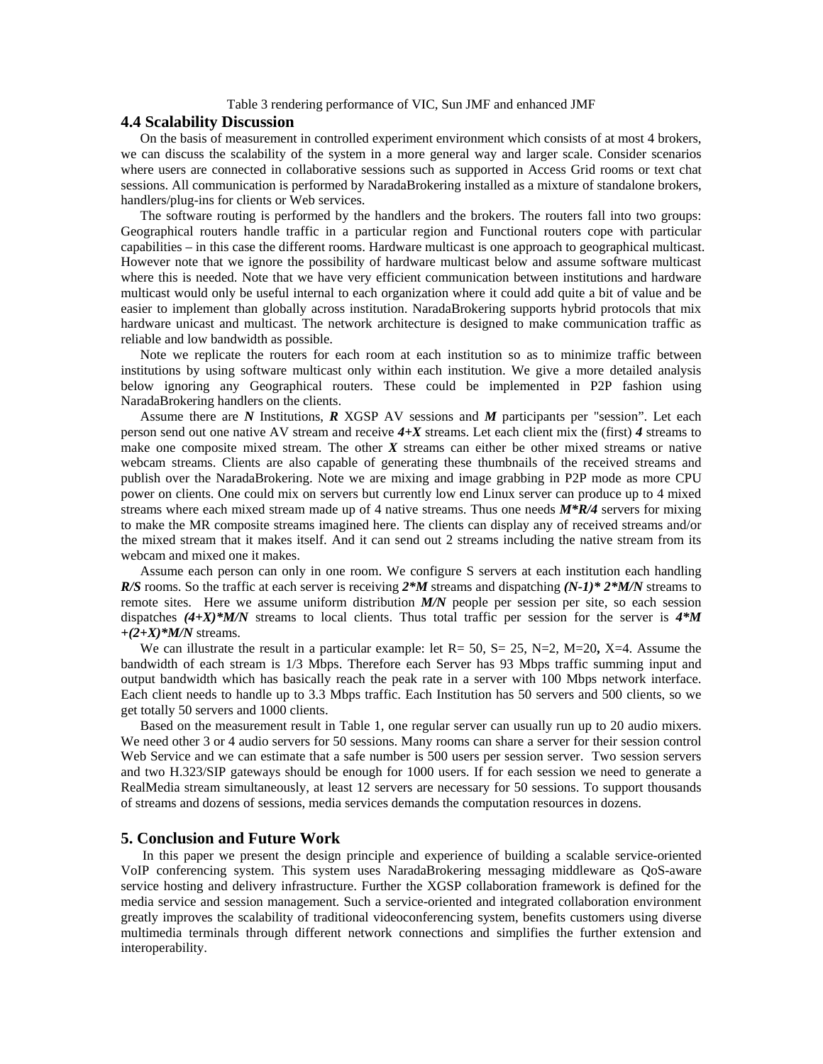Table 3 rendering performance of VIC, Sun JMF and enhanced JMF

## 4.4 Scalability Discussion

On the basis of measurement in controlled experiment environment which consists of at most 4 brokers, we can discuss the scalability of the system in a more general way and larger scale. Consider scenarios where users are connected in collaborative sessions such as supported in Access Grid rooms or text chat sessions. All communication is performed by NaradaBrokering installed as a mixture of standalone brokers, handlers/plug-ins for clients or Web services.

The software routing is performed by the handlers and the brokers. The routers fall into two groups: Geographical routers handle traffic in a particular region and Functional routers cope with particular capabilities – in this case the different rooms. Hardware multicast is one approach to geographical multicast. However note that we ignore the possibility of hardware multicast below and assume software multicast where this is needed. Note that we have very efficient communication between institutions and hardware multicast would only be useful internal to each organization where it could add quite a bit of value and be easier to implement than globally across institution. NaradaBrokering supports hybrid protocols that mix hardware unicast and multicast. The network architecture is designed to make communication traffic as reliable and low bandwidth as possible.

Note we replicate the routers for each room at each institution so as to minimize traffic between institutions by using software multicast only within each institution. We give a more detailed analysis below ignoring any Geographical routers. These could be implemented in P2P fashion using NaradaBrokering handlers on the clients.

Assume there are ***N*** Institutions, ***R*** XGSP AV sessions and ***M*** participants per "session". Let each person send out one native AV stream and receive ***4+X*** streams. Let each client mix the (first) ***4*** streams to make one composite mixed stream. The other ***X*** streams can either be other mixed streams or native webcam streams. Clients are also capable of generating these thumbnails of the received streams and publish over the NaradaBrokering. Note we are mixing and image grabbing in P2P mode as more CPU power on clients. One could mix on servers but currently low end Linux server can produce up to 4 mixed streams where each mixed stream made up of 4 native streams. Thus one needs ***M\*R/4*** servers for mixing to make the MR composite streams imagined here. The clients can display any of received streams and/or the mixed stream that it makes itself. And it can send out 2 streams including the native stream from its webcam and mixed one it makes.

Assume each person can only in one room. We configure S servers at each institution each handling ***R/S*** rooms. So the traffic at each server is receiving ***2\*M*** streams and dispatching ***(N-1)\* 2\*M/N*** streams to remote sites. Here we assume uniform distribution ***M/N*** people per session per site, so each session dispatches ***(4+X)\*M/N*** streams to local clients. Thus total traffic per session for the server is ***4\*M +(2+X)\*M/N*** streams.

We can illustrate the result in a particular example: let R= 50, S= 25, N=2, M=20**,** X=4. Assume the bandwidth of each stream is 1/3 Mbps. Therefore each Server has 93 Mbps traffic summing input and output bandwidth which has basically reach the peak rate in a server with 100 Mbps network interface. Each client needs to handle up to 3.3 Mbps traffic. Each Institution has 50 servers and 500 clients, so we get totally 50 servers and 1000 clients.

Based on the measurement result in Table 1, one regular server can usually run up to 20 audio mixers. We need other 3 or 4 audio servers for 50 sessions. Many rooms can share a server for their session control Web Service and we can estimate that a safe number is 500 users per session server. Two session servers and two H.323/SIP gateways should be enough for 1000 users. If for each session we need to generate a RealMedia stream simultaneously, at least 12 servers are necessary for 50 sessions. To support thousands of streams and dozens of sessions, media services demands the computation resources in dozens.

## 5. Conclusion and Future Work

In this paper we present the design principle and experience of building a scalable service-oriented VoIP conferencing system. This system uses NaradaBrokering messaging middleware as QoS-aware service hosting and delivery infrastructure. Further the XGSP collaboration framework is defined for the media service and session management. Such a service-oriented and integrated collaboration environment greatly improves the scalability of traditional videoconferencing system, benefits customers using diverse multimedia terminals through different network connections and simplifies the further extension and interoperability.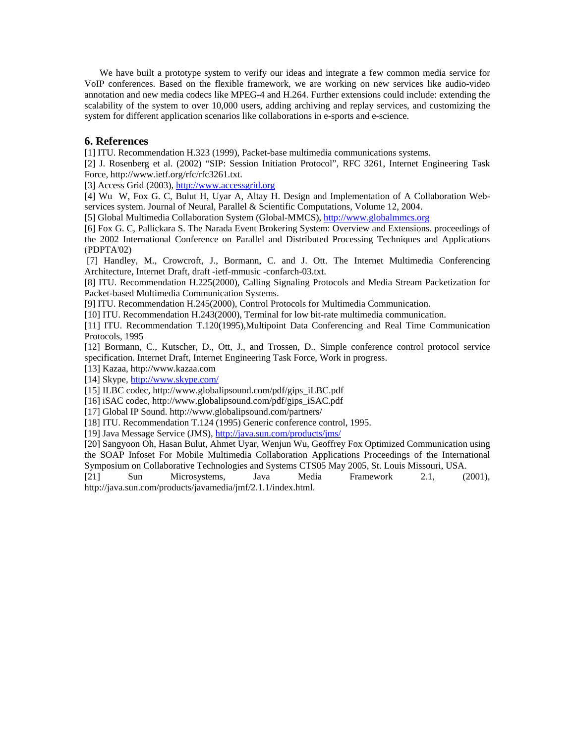We have built a prototype system to verify our ideas and integrate a few common media service for VoIP conferences. Based on the flexible framework, we are working on new services like audio-video annotation and new media codecs like MPEG-4 and H.264. Further extensions could include: extending the scalability of the system to over 10,000 users, adding archiving and replay services, and customizing the system for different application scenarios like collaborations in e-sports and e-science.

## 6. References

[1] ITU. Recommendation H.323 (1999), Packet-base multimedia communications systems.

[2] J. Rosenberg et al. (2002) "SIP: Session Initiation Protocol", RFC 3261, Internet Engineering Task Force, http://www.ietf.org/rfc/rfc3261.txt.

[3] Access Grid (2003), http://www.accessgrid.org

[4] Wu W, Fox G. C, Bulut H, Uyar A, Altay H. Design and Implementation of A Collaboration Web-services system. Journal of Neural, Parallel & Scientific Computations, Volume 12, 2004.

[5] Global Multimedia Collaboration System (Global-MMCS), http://www.globalmmcs.org

[6] Fox G. C, Pallickara S. The Narada Event Brokering System: Overview and Extensions. proceedings of the 2002 International Conference on Parallel and Distributed Processing Techniques and Applications (PDPTA'02)

[7] Handley, M., Crowcroft, J., Bormann, C. and J. Ott. The Internet Multimedia Conferencing Architecture, Internet Draft, draft -ietf-mmusic -confarch-03.txt.

[8] ITU. Recommendation H.225(2000), Calling Signaling Protocols and Media Stream Packetization for Packet-based Multimedia Communication Systems.

[9] ITU. Recommendation H.245(2000), Control Protocols for Multimedia Communication.

[10] ITU. Recommendation H.243(2000), Terminal for low bit-rate multimedia communication.

[11] ITU. Recommendation T.120(1995),Multipoint Data Conferencing and Real Time Communication Protocols, 1995

[12] Bormann, C., Kutscher, D., Ott, J., and Trossen, D.. Simple conference control protocol service specification. Internet Draft, Internet Engineering Task Force, Work in progress.

[13] Kazaa, http://www.kazaa.com

[14] Skype, http://www.skype.com/

[15] ILBC codec, http://www.globalipsound.com/pdf/gips_iLBC.pdf

[16] iSAC codec, http://www.globalipsound.com/pdf/gips_iSAC.pdf

[17] Global IP Sound. http://www.globalipsound.com/partners/

[18] ITU. Recommendation T.124 (1995) Generic conference control, 1995.

[19] Java Message Service (JMS), http://java.sun.com/products/jms/

[20] Sangyoon Oh, Hasan Bulut, Ahmet Uyar, Wenjun Wu, Geoffrey Fox Optimized Communication using the SOAP Infoset For Mobile Multimedia Collaboration Applications Proceedings of the International Symposium on Collaborative Technologies and Systems CTS05 May 2005, St. Louis Missouri, USA.

[21] Sun Microsystems, Java Media Framework 2.1, (2001), http://java.sun.com/products/javamedia/jmf/2.1.1/index.html.